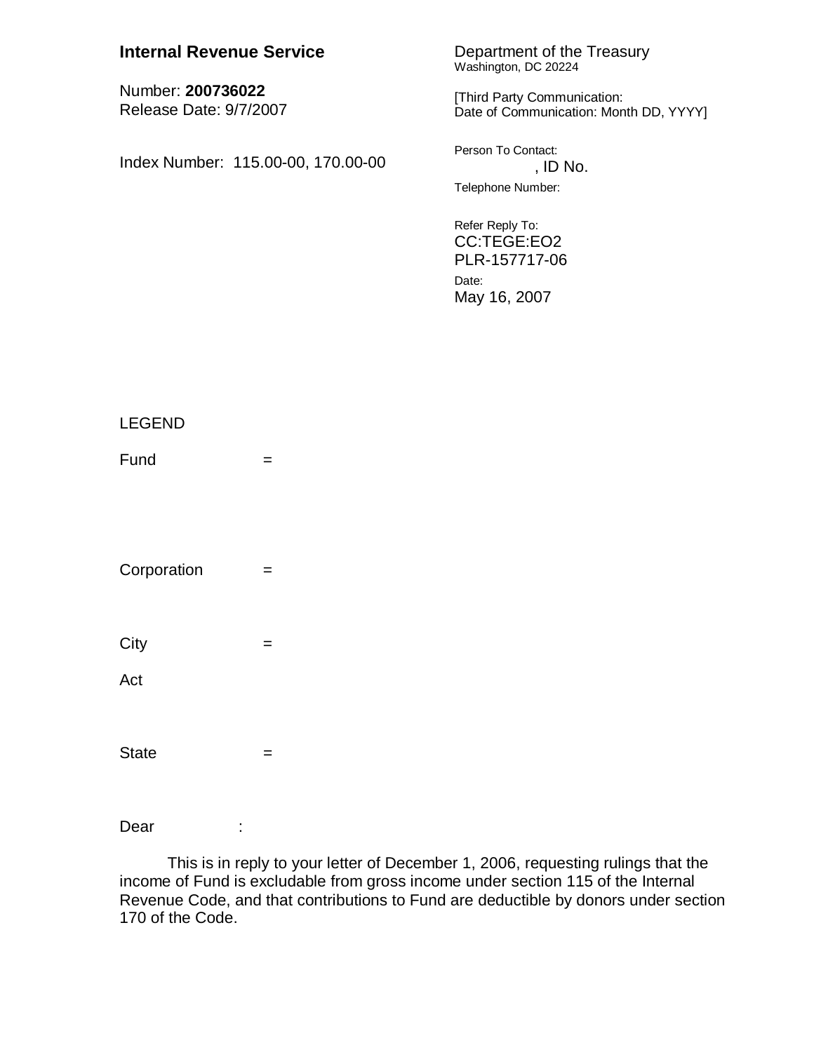**Internal Revenue Service**

Number: **200736022**
Release Date: 9/7/2007

Index Number: 115.00-00, 170.00-00

Department of the Treasury
Washington, DC 20224

[Third Party Communication:
Date of Communication: Month DD, YYYY]

Person To Contact:
, ID No.

Telephone Number:

Refer Reply To:
CC:TEGE:EO2
PLR-157717-06

Date:
May 16, 2007

LEGEND

Fund =

Corporation =

City =

Act

State =

Dear :

This is in reply to your letter of December 1, 2006, requesting rulings that the income of Fund is excludable from gross income under section 115 of the Internal Revenue Code, and that contributions to Fund are deductible by donors under section 170 of the Code.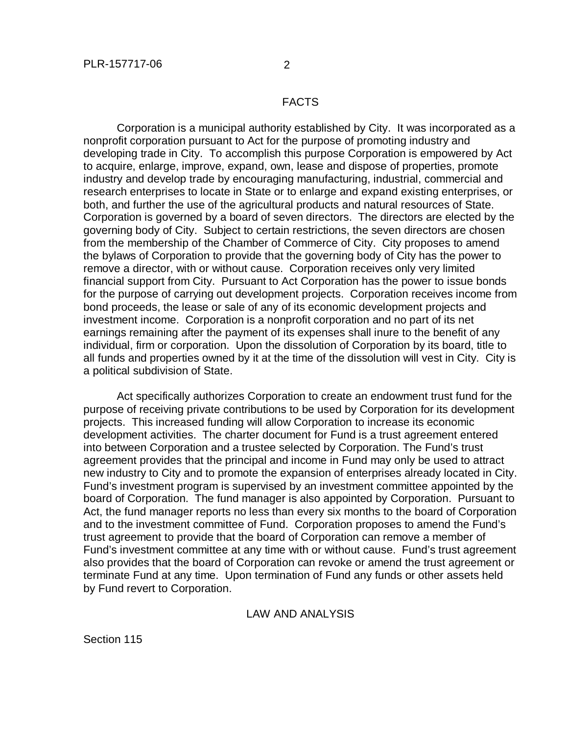## FACTS

Corporation is a municipal authority established by City. It was incorporated as a nonprofit corporation pursuant to Act for the purpose of promoting industry and developing trade in City. To accomplish this purpose Corporation is empowered by Act to acquire, enlarge, improve, expand, own, lease and dispose of properties, promote industry and develop trade by encouraging manufacturing, industrial, commercial and research enterprises to locate in State or to enlarge and expand existing enterprises, or both, and further the use of the agricultural products and natural resources of State. Corporation is governed by a board of seven directors. The directors are elected by the governing body of City. Subject to certain restrictions, the seven directors are chosen from the membership of the Chamber of Commerce of City. City proposes to amend the bylaws of Corporation to provide that the governing body of City has the power to remove a director, with or without cause. Corporation receives only very limited financial support from City. Pursuant to Act Corporation has the power to issue bonds for the purpose of carrying out development projects. Corporation receives income from bond proceeds, the lease or sale of any of its economic development projects and investment income. Corporation is a nonprofit corporation and no part of its net earnings remaining after the payment of its expenses shall inure to the benefit of any individual, firm or corporation. Upon the dissolution of Corporation by its board, title to all funds and properties owned by it at the time of the dissolution will vest in City. City is a political subdivision of State.

Act specifically authorizes Corporation to create an endowment trust fund for the purpose of receiving private contributions to be used by Corporation for its development projects. This increased funding will allow Corporation to increase its economic development activities. The charter document for Fund is a trust agreement entered into between Corporation and a trustee selected by Corporation. The Fund's trust agreement provides that the principal and income in Fund may only be used to attract new industry to City and to promote the expansion of enterprises already located in City. Fund's investment program is supervised by an investment committee appointed by the board of Corporation. The fund manager is also appointed by Corporation. Pursuant to Act, the fund manager reports no less than every six months to the board of Corporation and to the investment committee of Fund. Corporation proposes to amend the Fund's trust agreement to provide that the board of Corporation can remove a member of Fund's investment committee at any time with or without cause. Fund's trust agreement also provides that the board of Corporation can revoke or amend the trust agreement or terminate Fund at any time. Upon termination of Fund any funds or other assets held by Fund revert to Corporation.

## LAW AND ANALYSIS

Section 115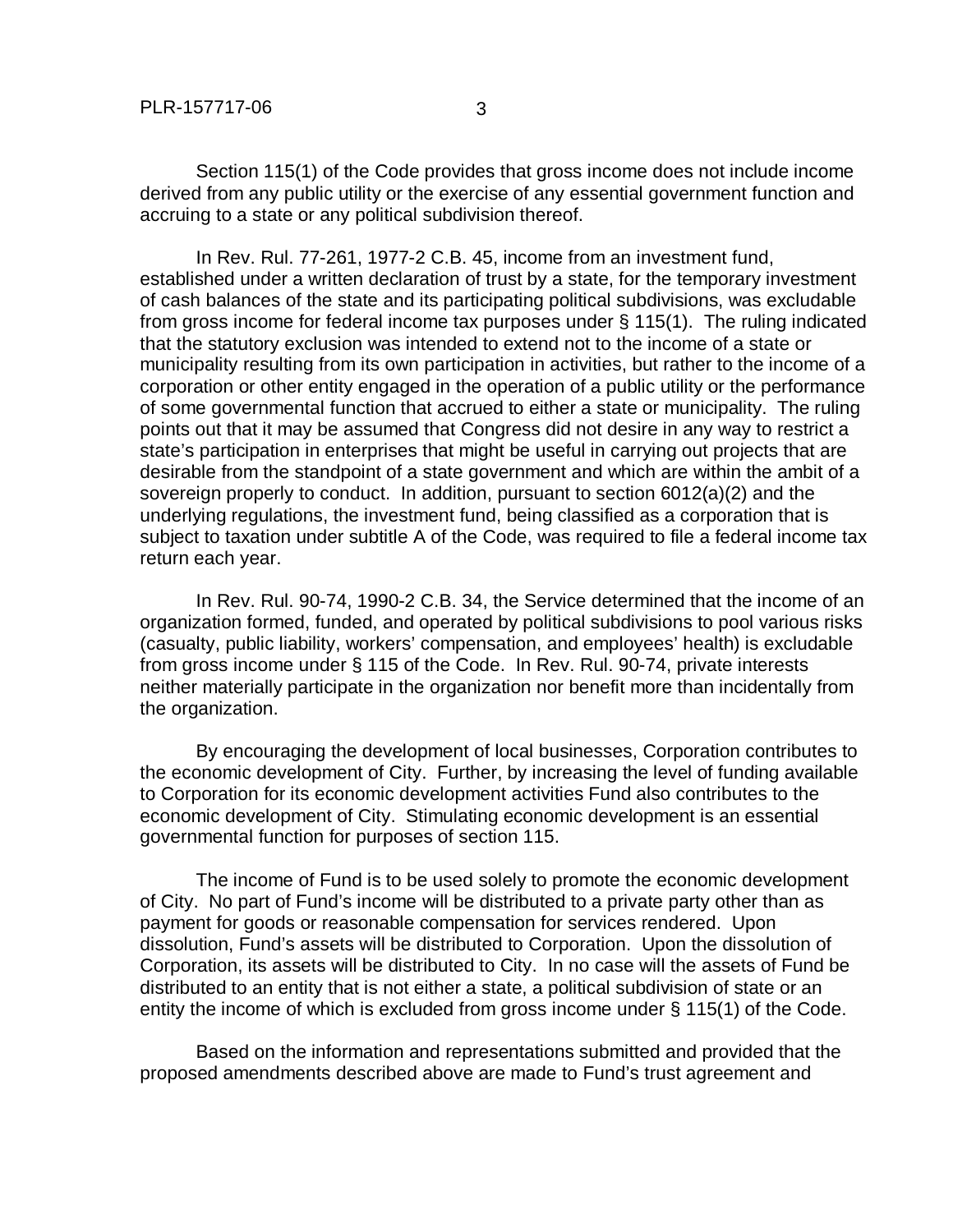Section 115(1) of the Code provides that gross income does not include income derived from any public utility or the exercise of any essential government function and accruing to a state or any political subdivision thereof.

In Rev. Rul. 77-261, 1977-2 C.B. 45, income from an investment fund, established under a written declaration of trust by a state, for the temporary investment of cash balances of the state and its participating political subdivisions, was excludable from gross income for federal income tax purposes under § 115(1). The ruling indicated that the statutory exclusion was intended to extend not to the income of a state or municipality resulting from its own participation in activities, but rather to the income of a corporation or other entity engaged in the operation of a public utility or the performance of some governmental function that accrued to either a state or municipality. The ruling points out that it may be assumed that Congress did not desire in any way to restrict a state's participation in enterprises that might be useful in carrying out projects that are desirable from the standpoint of a state government and which are within the ambit of a sovereign properly to conduct. In addition, pursuant to section 6012(a)(2) and the underlying regulations, the investment fund, being classified as a corporation that is subject to taxation under subtitle A of the Code, was required to file a federal income tax return each year.

In Rev. Rul. 90-74, 1990-2 C.B. 34, the Service determined that the income of an organization formed, funded, and operated by political subdivisions to pool various risks (casualty, public liability, workers' compensation, and employees' health) is excludable from gross income under § 115 of the Code. In Rev. Rul. 90-74, private interests neither materially participate in the organization nor benefit more than incidentally from the organization.

By encouraging the development of local businesses, Corporation contributes to the economic development of City. Further, by increasing the level of funding available to Corporation for its economic development activities Fund also contributes to the economic development of City. Stimulating economic development is an essential governmental function for purposes of section 115.

The income of Fund is to be used solely to promote the economic development of City. No part of Fund's income will be distributed to a private party other than as payment for goods or reasonable compensation for services rendered. Upon dissolution, Fund's assets will be distributed to Corporation. Upon the dissolution of Corporation, its assets will be distributed to City. In no case will the assets of Fund be distributed to an entity that is not either a state, a political subdivision of state or an entity the income of which is excluded from gross income under § 115(1) of the Code.

Based on the information and representations submitted and provided that the proposed amendments described above are made to Fund's trust agreement and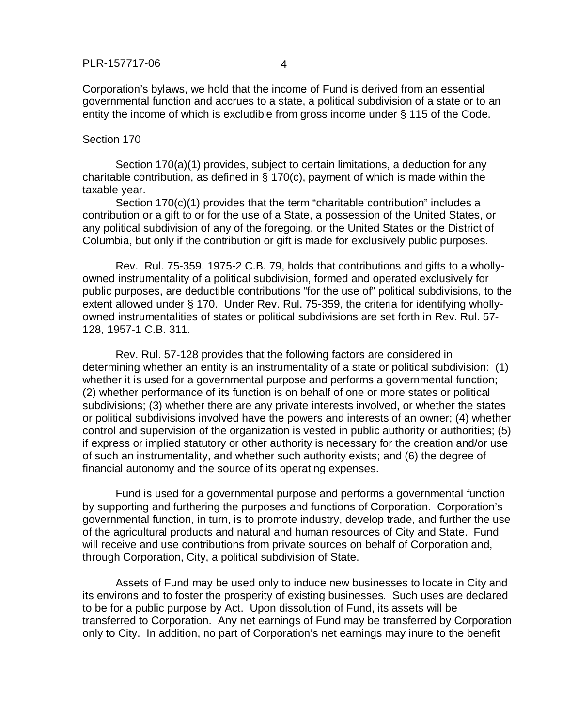Corporation's bylaws, we hold that the income of Fund is derived from an essential governmental function and accrues to a state, a political subdivision of a state or to an entity the income of which is excludible from gross income under § 115 of the Code.

Section 170

Section 170(a)(1) provides, subject to certain limitations, a deduction for any charitable contribution, as defined in § 170(c), payment of which is made within the taxable year.

Section 170(c)(1) provides that the term "charitable contribution" includes a contribution or a gift to or for the use of a State, a possession of the United States, or any political subdivision of any of the foregoing, or the United States or the District of Columbia, but only if the contribution or gift is made for exclusively public purposes.

Rev. Rul. 75-359, 1975-2 C.B. 79, holds that contributions and gifts to a wholly-owned instrumentality of a political subdivision, formed and operated exclusively for public purposes, are deductible contributions "for the use of" political subdivisions, to the extent allowed under § 170. Under Rev. Rul. 75-359, the criteria for identifying wholly-owned instrumentalities of states or political subdivisions are set forth in Rev. Rul. 57-128, 1957-1 C.B. 311.

Rev. Rul. 57-128 provides that the following factors are considered in determining whether an entity is an instrumentality of a state or political subdivision: (1) whether it is used for a governmental purpose and performs a governmental function; (2) whether performance of its function is on behalf of one or more states or political subdivisions; (3) whether there are any private interests involved, or whether the states or political subdivisions involved have the powers and interests of an owner; (4) whether control and supervision of the organization is vested in public authority or authorities; (5) if express or implied statutory or other authority is necessary for the creation and/or use of such an instrumentality, and whether such authority exists; and (6) the degree of financial autonomy and the source of its operating expenses.

Fund is used for a governmental purpose and performs a governmental function by supporting and furthering the purposes and functions of Corporation. Corporation's governmental function, in turn, is to promote industry, develop trade, and further the use of the agricultural products and natural and human resources of City and State. Fund will receive and use contributions from private sources on behalf of Corporation and, through Corporation, City, a political subdivision of State.

Assets of Fund may be used only to induce new businesses to locate in City and its environs and to foster the prosperity of existing businesses. Such uses are declared to be for a public purpose by Act. Upon dissolution of Fund, its assets will be transferred to Corporation. Any net earnings of Fund may be transferred by Corporation only to City. In addition, no part of Corporation's net earnings may inure to the benefit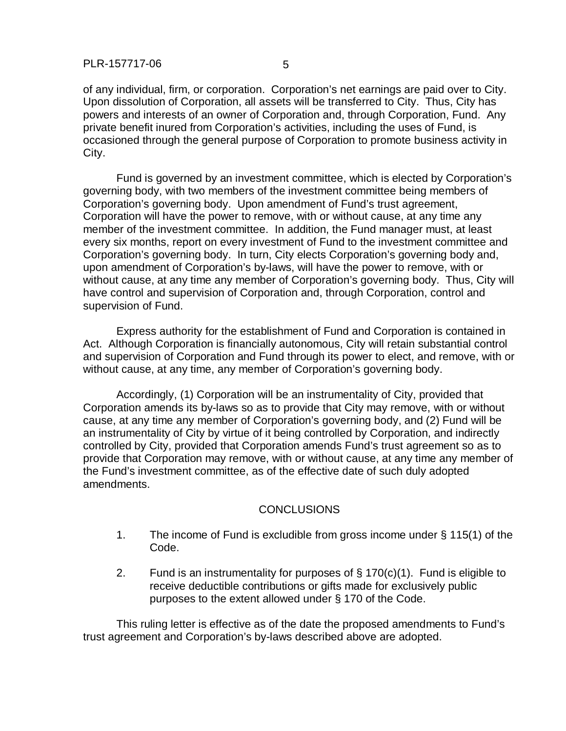of any individual, firm, or corporation. Corporation's net earnings are paid over to City. Upon dissolution of Corporation, all assets will be transferred to City. Thus, City has powers and interests of an owner of Corporation and, through Corporation, Fund. Any private benefit inured from Corporation's activities, including the uses of Fund, is occasioned through the general purpose of Corporation to promote business activity in City.

Fund is governed by an investment committee, which is elected by Corporation's governing body, with two members of the investment committee being members of Corporation's governing body. Upon amendment of Fund's trust agreement, Corporation will have the power to remove, with or without cause, at any time any member of the investment committee. In addition, the Fund manager must, at least every six months, report on every investment of Fund to the investment committee and Corporation's governing body. In turn, City elects Corporation's governing body and, upon amendment of Corporation's by-laws, will have the power to remove, with or without cause, at any time any member of Corporation's governing body. Thus, City will have control and supervision of Corporation and, through Corporation, control and supervision of Fund.

Express authority for the establishment of Fund and Corporation is contained in Act. Although Corporation is financially autonomous, City will retain substantial control and supervision of Corporation and Fund through its power to elect, and remove, with or without cause, at any time, any member of Corporation's governing body.

Accordingly, (1) Corporation will be an instrumentality of City, provided that Corporation amends its by-laws so as to provide that City may remove, with or without cause, at any time any member of Corporation's governing body, and (2) Fund will be an instrumentality of City by virtue of it being controlled by Corporation, and indirectly controlled by City, provided that Corporation amends Fund's trust agreement so as to provide that Corporation may remove, with or without cause, at any time any member of the Fund's investment committee, as of the effective date of such duly adopted amendments.

## CONCLUSIONS

1. The income of Fund is excludible from gross income under § 115(1) of the Code.

2. Fund is an instrumentality for purposes of § 170(c)(1). Fund is eligible to receive deductible contributions or gifts made for exclusively public purposes to the extent allowed under § 170 of the Code.

This ruling letter is effective as of the date the proposed amendments to Fund's trust agreement and Corporation's by-laws described above are adopted.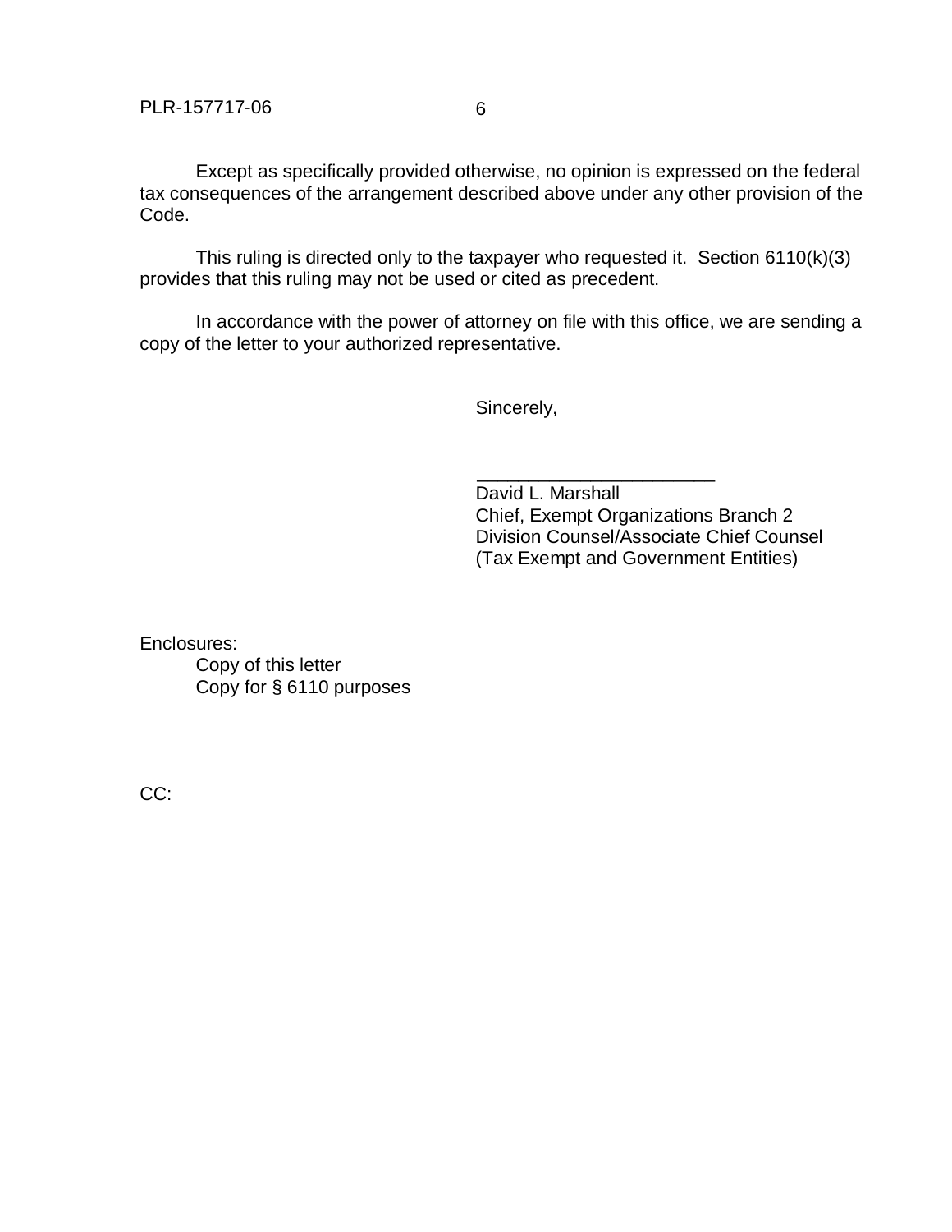Except as specifically provided otherwise, no opinion is expressed on the federal tax consequences of the arrangement described above under any other provision of the Code.

This ruling is directed only to the taxpayer who requested it. Section 6110(k)(3) provides that this ruling may not be used or cited as precedent.

In accordance with the power of attorney on file with this office, we are sending a copy of the letter to your authorized representative.

Sincerely,

\_\_\_\_\_\_\_\_\_\_\_\_\_\_\_\_\_\_\_\_\_\_\_\_
David L. Marshall
Chief, Exempt Organizations Branch 2
Division Counsel/Associate Chief Counsel
(Tax Exempt and Government Entities)

Enclosures:
Copy of this letter
Copy for § 6110 purposes

CC: